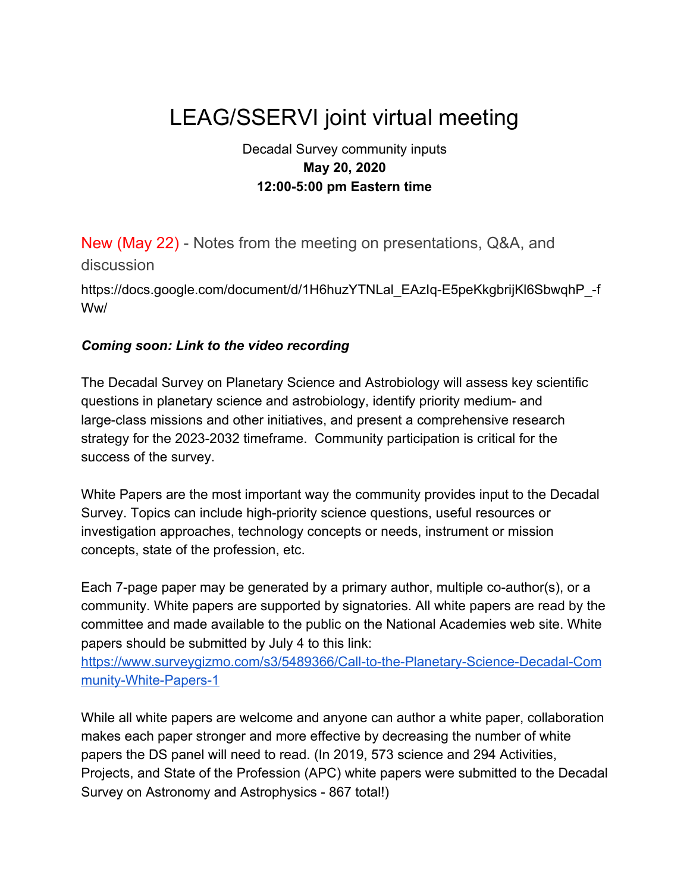# LEAG/SSERVI joint virtual meeting

Decadal Survey community inputs

**May 20, 2020**

**12:00-5:00 pm Eastern time**

New (May 22) - Notes from the meeting on presentations, Q&A, and discussion

https://docs.google.com/document/d/1H6huzYTNLal_EAzIq-E5peKkgbrijKl6SbwqhP_-fWw/

***Coming soon: Link to the video recording***

The Decadal Survey on Planetary Science and Astrobiology will assess key scientific questions in planetary science and astrobiology, identify priority medium- and large-class missions and other initiatives, and present a comprehensive research strategy for the 2023-2032 timeframe. Community participation is critical for the success of the survey.

White Papers are the most important way the community provides input to the Decadal Survey. Topics can include high-priority science questions, useful resources or investigation approaches, technology concepts or needs, instrument or mission concepts, state of the profession, etc.

Each 7-page paper may be generated by a primary author, multiple co-author(s), or a community. White papers are supported by signatories. All white papers are read by the committee and made available to the public on the National Academies web site. White papers should be submitted by July 4 to this link: [https://www.surveygizmo.com/s3/5489366/Call-to-the-Planetary-Science-Decadal-Community-White-Papers-1](https://www.surveygizmo.com/s3/5489366/Call-to-the-Planetary-Science-Decadal-Community-White-Papers-1)

While all white papers are welcome and anyone can author a white paper, collaboration makes each paper stronger and more effective by decreasing the number of white papers the DS panel will need to read. (In 2019, 573 science and 294 Activities, Projects, and State of the Profession (APC) white papers were submitted to the Decadal Survey on Astronomy and Astrophysics - 867 total!)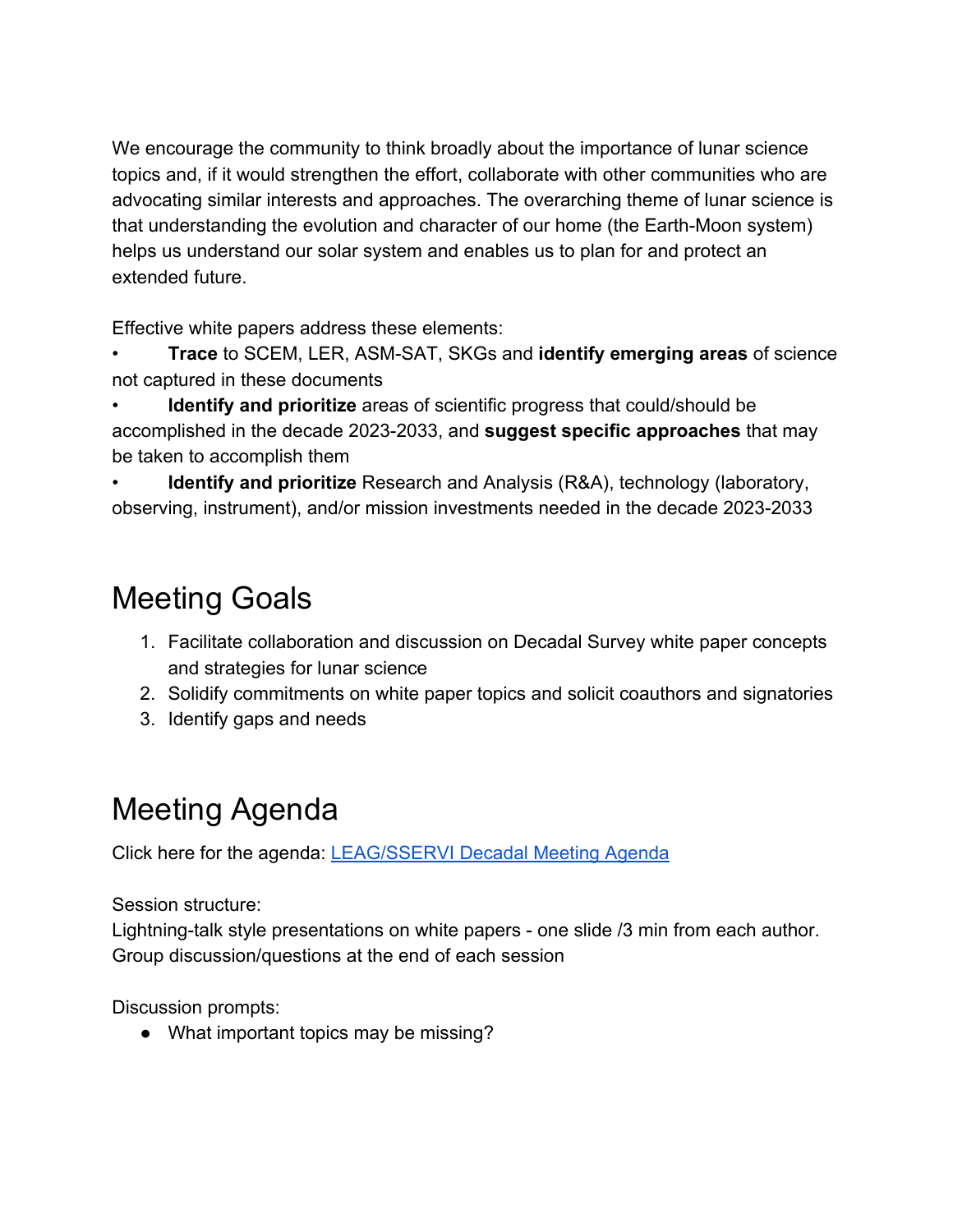We encourage the community to think broadly about the importance of lunar science topics and, if it would strengthen the effort, collaborate with other communities who are advocating similar interests and approaches. The overarching theme of lunar science is that understanding the evolution and character of our home (the Earth-Moon system) helps us understand our solar system and enables us to plan for and protect an extended future.

Effective white papers address these elements:

- **Trace** to SCEM, LER, ASM-SAT, SKGs and **identify emerging areas** of science not captured in these documents
- **Identify and prioritize** areas of scientific progress that could/should be accomplished in the decade 2023-2033, and **suggest specific approaches** that may be taken to accomplish them
- **Identify and prioritize** Research and Analysis (R&A), technology (laboratory, observing, instrument), and/or mission investments needed in the decade 2023-2033

# Meeting Goals

1. Facilitate collaboration and discussion on Decadal Survey white paper concepts and strategies for lunar science
2. Solidify commitments on white paper topics and solicit coauthors and signatories
3. Identify gaps and needs

# Meeting Agenda

Click here for the agenda: [LEAG/SSERVI Decadal Meeting Agenda]

Session structure:
Lightning-talk style presentations on white papers - one slide /3 min from each author.
Group discussion/questions at the end of each session

Discussion prompts:

- What important topics may be missing?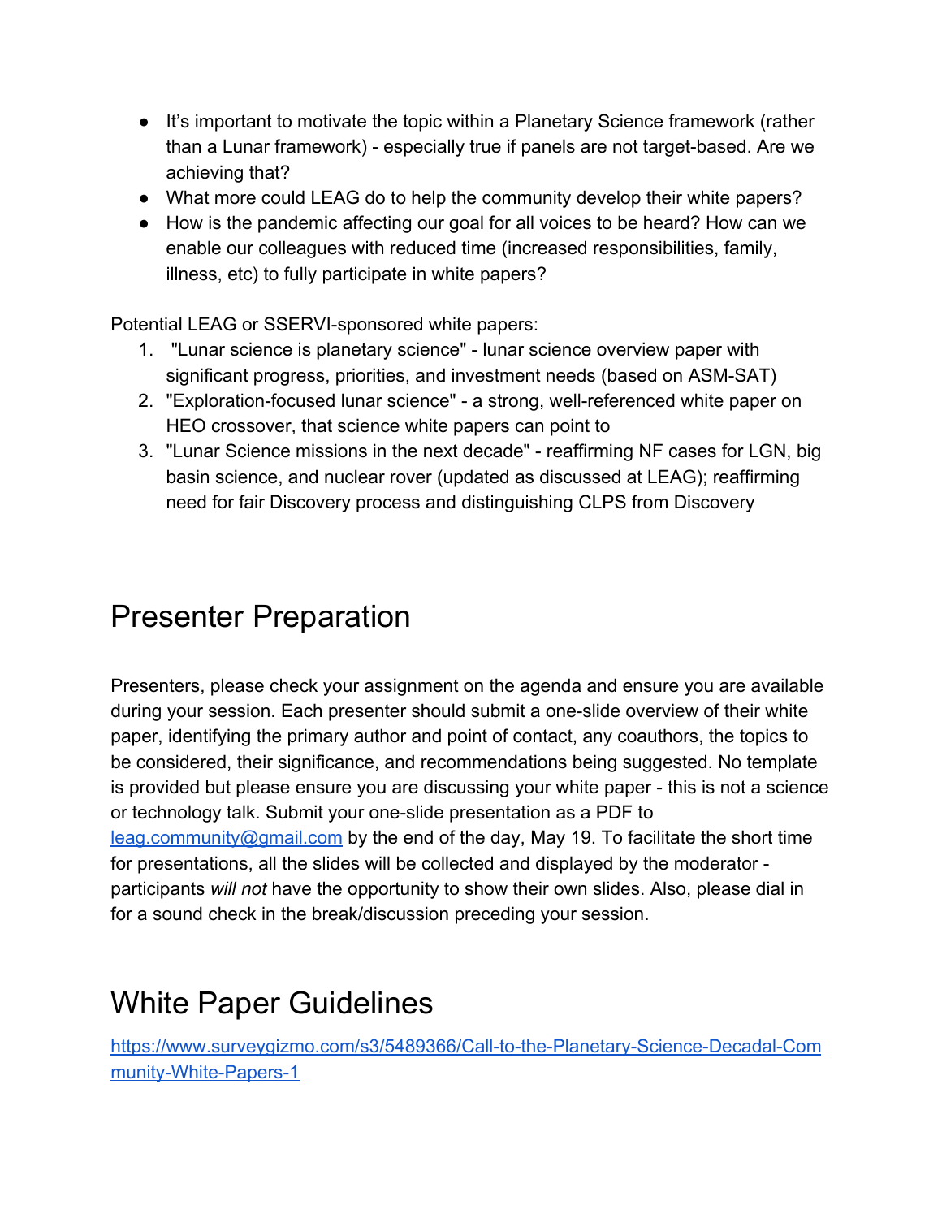- It's important to motivate the topic within a Planetary Science framework (rather than a Lunar framework) - especially true if panels are not target-based. Are we achieving that?
- What more could LEAG do to help the community develop their white papers?
- How is the pandemic affecting our goal for all voices to be heard? How can we enable our colleagues with reduced time (increased responsibilities, family, illness, etc) to fully participate in white papers?

Potential LEAG or SSERVI-sponsored white papers:

1. "Lunar science is planetary science" - lunar science overview paper with significant progress, priorities, and investment needs (based on ASM-SAT)
2. "Exploration-focused lunar science" - a strong, well-referenced white paper on HEO crossover, that science white papers can point to
3. "Lunar Science missions in the next decade" - reaffirming NF cases for LGN, big basin science, and nuclear rover (updated as discussed at LEAG); reaffirming need for fair Discovery process and distinguishing CLPS from Discovery

# Presenter Preparation

Presenters, please check your assignment on the agenda and ensure you are available during your session. Each presenter should submit a one-slide overview of their white paper, identifying the primary author and point of contact, any coauthors, the topics to be considered, their significance, and recommendations being suggested. No template is provided but please ensure you are discussing your white paper - this is not a science or technology talk. Submit your one-slide presentation as a PDF to leag.community@gmail.com by the end of the day, May 19. To facilitate the short time for presentations, all the slides will be collected and displayed by the moderator - participants *will not* have the opportunity to show their own slides. Also, please dial in for a sound check in the break/discussion preceding your session.

# White Paper Guidelines

https://www.surveygizmo.com/s3/5489366/Call-to-the-Planetary-Science-Decadal-Community-White-Papers-1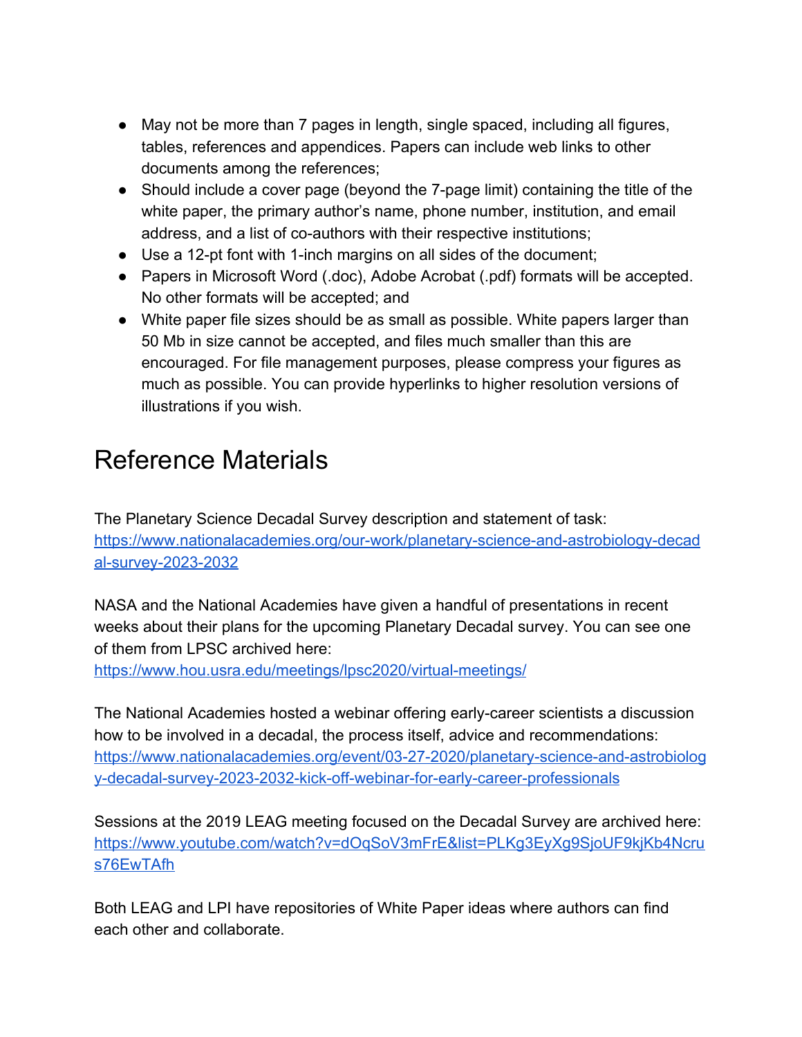- May not be more than 7 pages in length, single spaced, including all figures, tables, references and appendices. Papers can include web links to other documents among the references;
- Should include a cover page (beyond the 7-page limit) containing the title of the white paper, the primary author's name, phone number, institution, and email address, and a list of co-authors with their respective institutions;
- Use a 12-pt font with 1-inch margins on all sides of the document;
- Papers in Microsoft Word (.doc), Adobe Acrobat (.pdf) formats will be accepted. No other formats will be accepted; and
- White paper file sizes should be as small as possible. White papers larger than 50 Mb in size cannot be accepted, and files much smaller than this are encouraged. For file management purposes, please compress your figures as much as possible. You can provide hyperlinks to higher resolution versions of illustrations if you wish.

# Reference Materials

The Planetary Science Decadal Survey description and statement of task:
https://www.nationalacademies.org/our-work/planetary-science-and-astrobiology-decadal-survey-2023-2032

NASA and the National Academies have given a handful of presentations in recent weeks about their plans for the upcoming Planetary Decadal survey. You can see one of them from LPSC archived here:
https://www.hou.usra.edu/meetings/lpsc2020/virtual-meetings/

The National Academies hosted a webinar offering early-career scientists a discussion how to be involved in a decadal, the process itself, advice and recommendations:
https://www.nationalacademies.org/event/03-27-2020/planetary-science-and-astrobiology-decadal-survey-2023-2032-kick-off-webinar-for-early-career-professionals

Sessions at the 2019 LEAG meeting focused on the Decadal Survey are archived here:
https://www.youtube.com/watch?v=dOqSoV3mFrE&list=PLKg3EyXg9SjoUF9kjKb4Ncrus76EwTAfh

Both LEAG and LPI have repositories of White Paper ideas where authors can find each other and collaborate.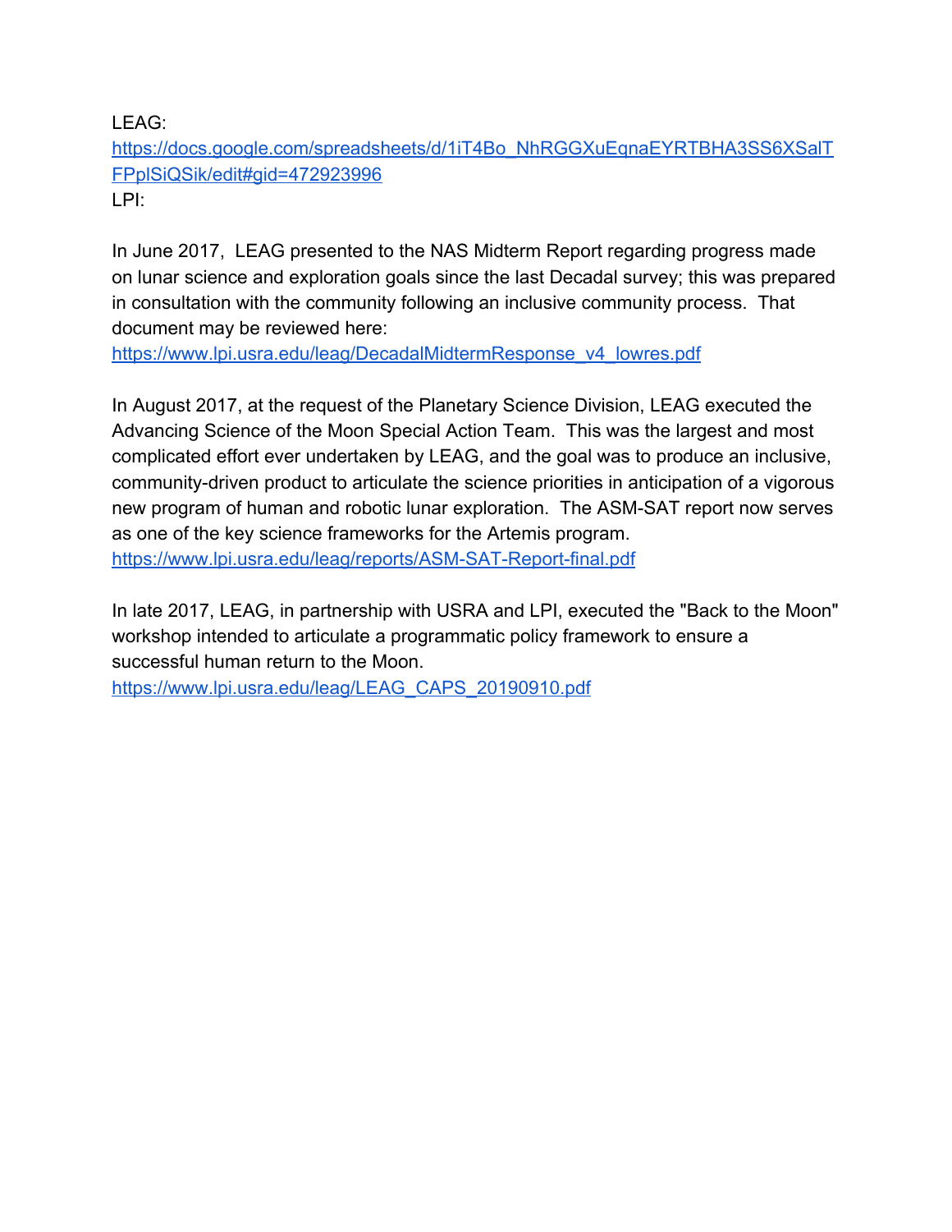LEAG:
https://docs.google.com/spreadsheets/d/1iT4Bo_NhRGGXuEqnaEYRTBHA3SS6XSalTFPplSiQSik/edit#gid=472923996
LPI:

In June 2017, LEAG presented to the NAS Midterm Report regarding progress made on lunar science and exploration goals since the last Decadal survey; this was prepared in consultation with the community following an inclusive community process. That document may be reviewed here:
https://www.lpi.usra.edu/leag/DecadalMidtermResponse_v4_lowres.pdf

In August 2017, at the request of the Planetary Science Division, LEAG executed the Advancing Science of the Moon Special Action Team. This was the largest and most complicated effort ever undertaken by LEAG, and the goal was to produce an inclusive, community-driven product to articulate the science priorities in anticipation of a vigorous new program of human and robotic lunar exploration. The ASM-SAT report now serves as one of the key science frameworks for the Artemis program.
https://www.lpi.usra.edu/leag/reports/ASM-SAT-Report-final.pdf

In late 2017, LEAG, in partnership with USRA and LPI, executed the "Back to the Moon" workshop intended to articulate a programmatic policy framework to ensure a successful human return to the Moon.
https://www.lpi.usra.edu/leag/LEAG_CAPS_20190910.pdf